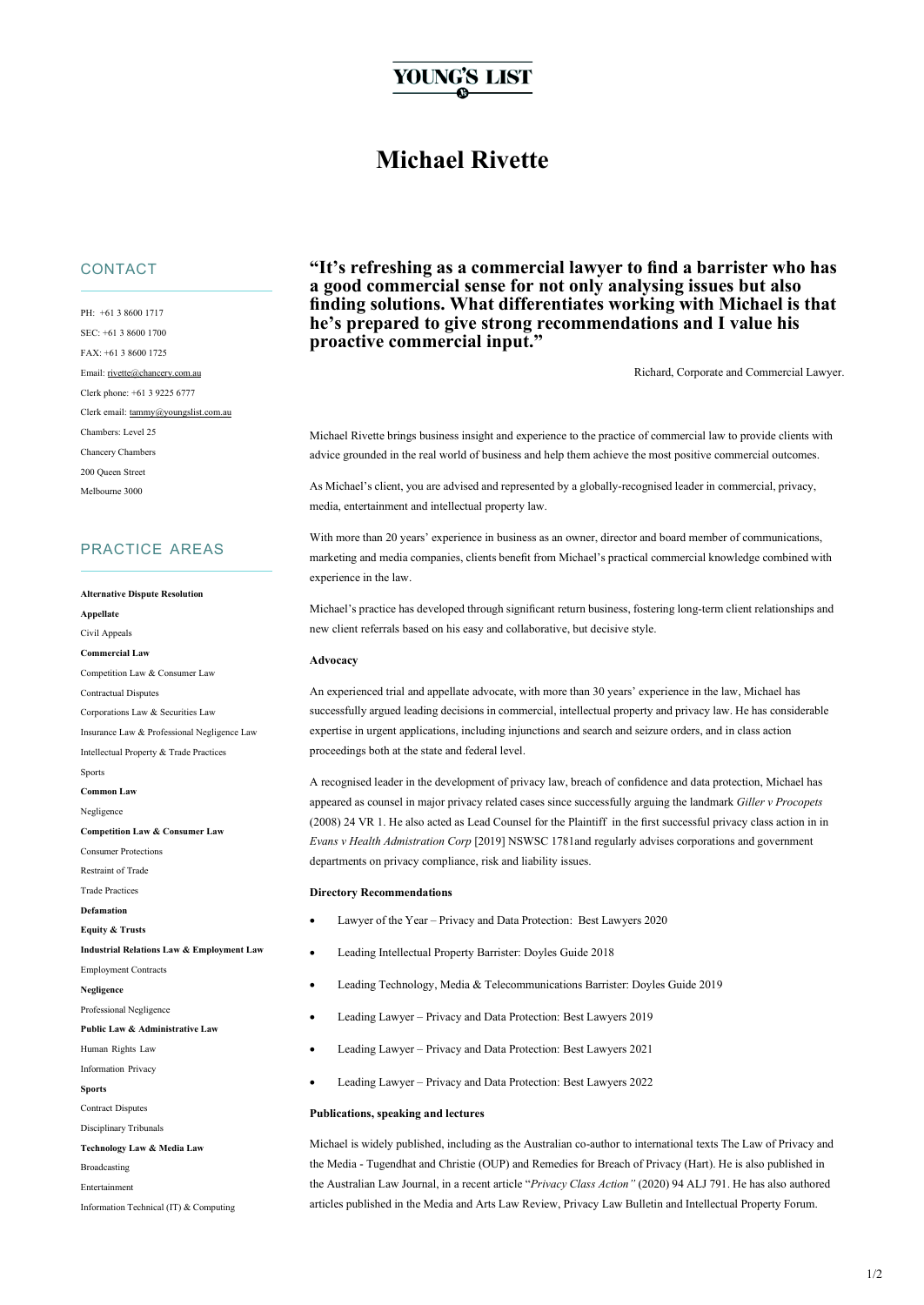# Michael Rivette

## CONTACT

PH: +61 3 8600 1717

SEC: +61 3 8600 1700

FAX: +61 3 8600 1725

Email: rivette@chancery.com.au

Clerk phone: +61 3 9225 6777

Clerk email: tammy@youngslist.com.au

Chambers: Level 25

Chancery Chambers

200 Queen Street

Melbourne 3000

## PRACTICE AREAS

**Alternative Dispute Resolution**

**Appellate**

Civil Appeals

**Commercial Law**

Competition Law & Consumer Law

Contractual Disputes

Corporations Law & Securities Law

Insurance Law & Professional Negligence Law

Intellectual Property & Trade Practices

Sports

**Common Law**

Negligence

**Competition Law & Consumer Law**

Consumer Protections

Restraint of Trade

Trade Practices

**Defamation**

**Equity & Trusts**

**Industrial Relations Law & Employment Law**

Employment Contracts

**Negligence**

Professional Negligence

**Public Law & Administrative Law**

Human Rights Law

Information Privacy

**Sports**

Contract Disputes

Disciplinary Tribunals

**Technology Law & Media Law**

Broadcasting

Entertainment

Information Technical (IT) & Computing

**"It's refreshing as a commercial lawyer to find a barrister who has a good commercial sense for not only analysing issues but also finding solutions. What differentiates working with Michael is that he's prepared to give strong recommendations and I value his proactive commercial input."**

Richard, Corporate and Commercial Lawyer.

Michael Rivette brings business insight and experience to the practice of commercial law to provide clients with advice grounded in the real world of business and help them achieve the most positive commercial outcomes.

As Michael's client, you are advised and represented by a globally-recognised leader in commercial, privacy, media, entertainment and intellectual property law.

With more than 20 years' experience in business as an owner, director and board member of communications, marketing and media companies, clients benefit from Michael's practical commercial knowledge combined with experience in the law.

Michael's practice has developed through significant return business, fostering long-term client relationships and new client referrals based on his easy and collaborative, but decisive style.

**Advocacy**

An experienced trial and appellate advocate, with more than 30 years' experience in the law, Michael has successfully argued leading decisions in commercial, intellectual property and privacy law. He has considerable expertise in urgent applications, including injunctions and search and seizure orders, and in class action proceedings both at the state and federal level.

A recognised leader in the development of privacy law, breach of confidence and data protection, Michael has appeared as counsel in major privacy related cases since successfully arguing the landmark *Giller v Procopets* (2008) 24 VR 1. He also acted as Lead Counsel for the Plaintiff in the first successful privacy class action in in *Evans v Health Admistration Corp* [2019] NSWSC 1781and regularly advises corporations and government departments on privacy compliance, risk and liability issues.

**Directory Recommendations**

- Lawyer of the Year – Privacy and Data Protection: Best Lawyers 2020
- Leading Intellectual Property Barrister: Doyles Guide 2018
- Leading Technology, Media & Telecommunications Barrister: Doyles Guide 2019
- Leading Lawyer – Privacy and Data Protection: Best Lawyers 2019
- Leading Lawyer – Privacy and Data Protection: Best Lawyers 2021
- Leading Lawyer – Privacy and Data Protection: Best Lawyers 2022

**Publications, speaking and lectures**

Michael is widely published, including as the Australian co-author to international texts The Law of Privacy and the Media - Tugendhat and Christie (OUP) and Remedies for Breach of Privacy (Hart). He is also published in the Australian Law Journal, in a recent article "*Privacy Class Action"* (2020) 94 ALJ 791. He has also authored articles published in the Media and Arts Law Review, Privacy Law Bulletin and Intellectual Property Forum.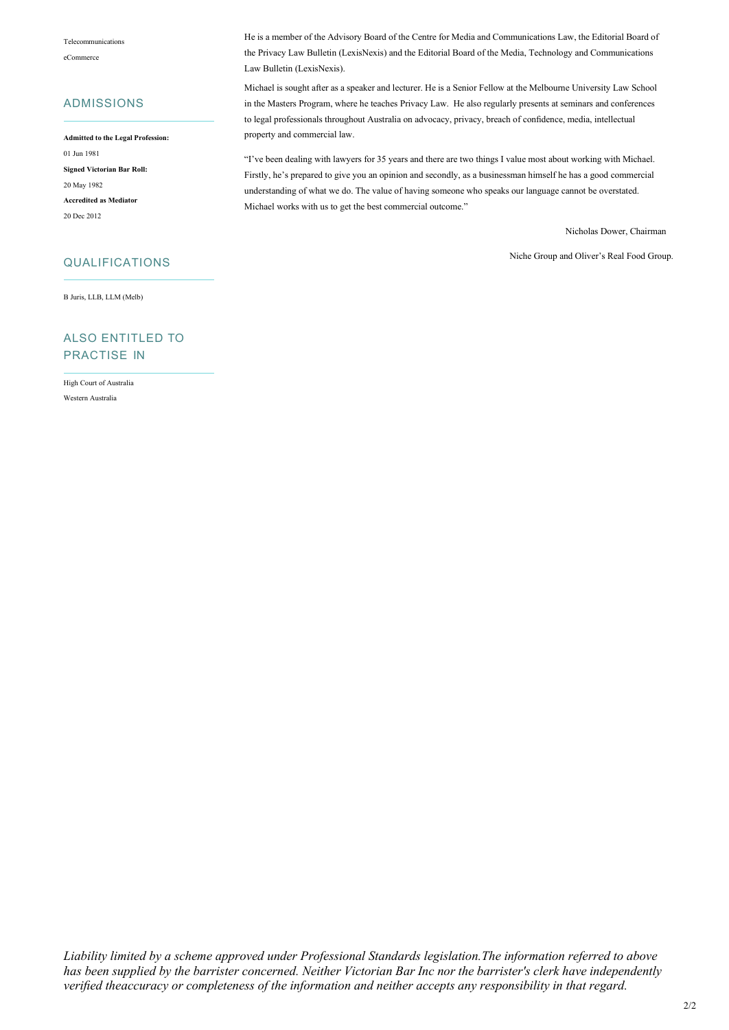Telecommunications

eCommerce

## ADMISSIONS

**Admitted to the Legal Profession:**

01 Jun 1981

**Signed Victorian Bar Roll:**

20 May 1982

**Accredited as Mediator**

20 Dec 2012

## QUALIFICATIONS

B Juris, LLB, LLM (Melb)

## ALSO ENTITLED TO PRACTISE IN

High Court of Australia

Western Australia

He is a member of the Advisory Board of the Centre for Media and Communications Law, the Editorial Board of the Privacy Law Bulletin (LexisNexis) and the Editorial Board of the Media, Technology and Communications Law Bulletin (LexisNexis).

Michael is sought after as a speaker and lecturer. He is a Senior Fellow at the Melbourne University Law School in the Masters Program, where he teaches Privacy Law. He also regularly presents at seminars and conferences to legal professionals throughout Australia on advocacy, privacy, breach of confidence, media, intellectual property and commercial law.

"I've been dealing with lawyers for 35 years and there are two things I value most about working with Michael. Firstly, he's prepared to give you an opinion and secondly, as a businessman himself he has a good commercial understanding of what we do. The value of having someone who speaks our language cannot be overstated. Michael works with us to get the best commercial outcome."

Nicholas Dower, Chairman

Niche Group and Oliver's Real Food Group.

*Liability limited by a scheme approved under Professional Standards legislation.The information referred to above has been supplied by the barrister concerned. Neither Victorian Bar Inc nor the barrister's clerk have independently verified theaccuracy or completeness of the information and neither accepts any responsibility in that regard.*